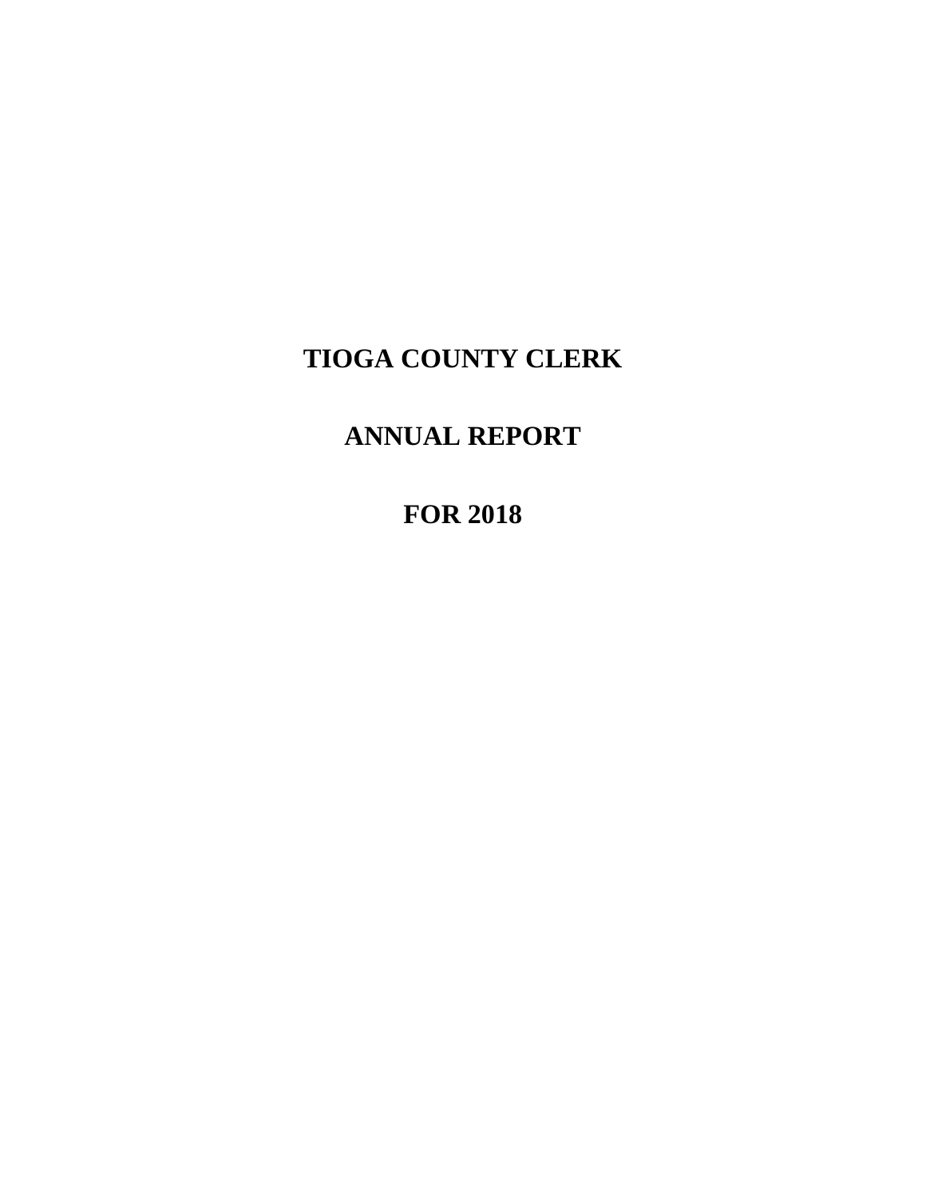# TIOGA COUNTY CLERK

# ANNUAL REPORT

# FOR 2018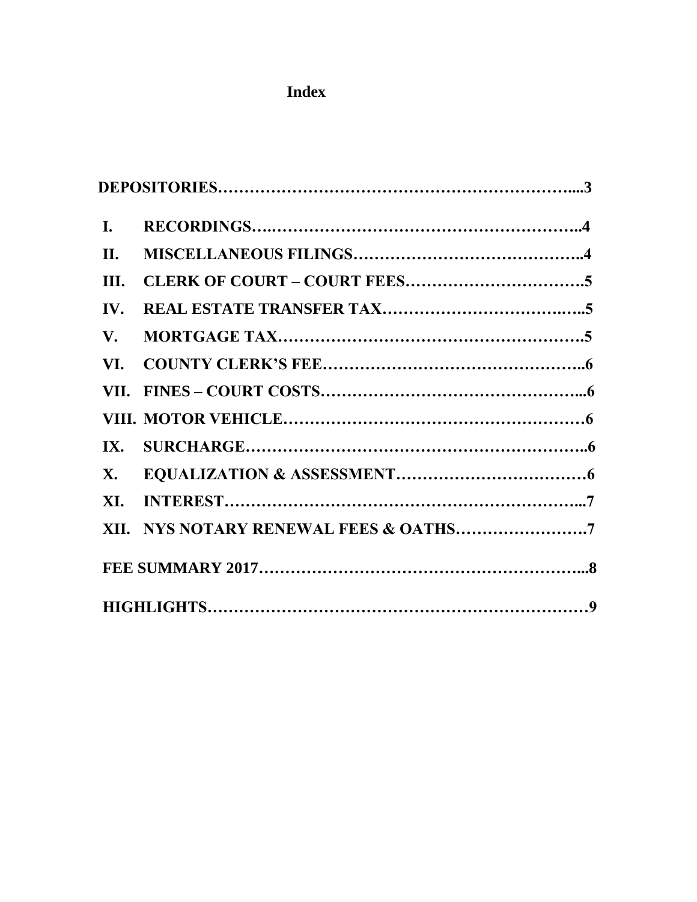# Index

**DEPOSITORIES…………………………………………………………...3**

| | | |
|---|---|---|
| **I.** | **RECORDINGS** | **4** |
| **II.** | **MISCELLANEOUS FILINGS** | **4** |
| **III.** | **CLERK OF COURT – COURT FEES** | **5** |
| **IV.** | **REAL ESTATE TRANSFER TAX** | **5** |
| **V.** | **MORTGAGE TAX** | **5** |
| **VI.** | **COUNTY CLERK'S FEE** | **6** |
| **VII.** | **FINES – COURT COSTS** | **6** |
| **VIII.** | **MOTOR VEHICLE** | **6** |
| **IX.** | **SURCHARGE** | **6** |
| **X.** | **EQUALIZATION & ASSESSMENT** | **6** |
| **XI.** | **INTEREST** | **7** |
| **XII.** | **NYS NOTARY RENEWAL FEES & OATHS** | **7** |

**FEE SUMMARY 2017……………………………………………………...8**

**HIGHLIGHTS………………………………………………………………9**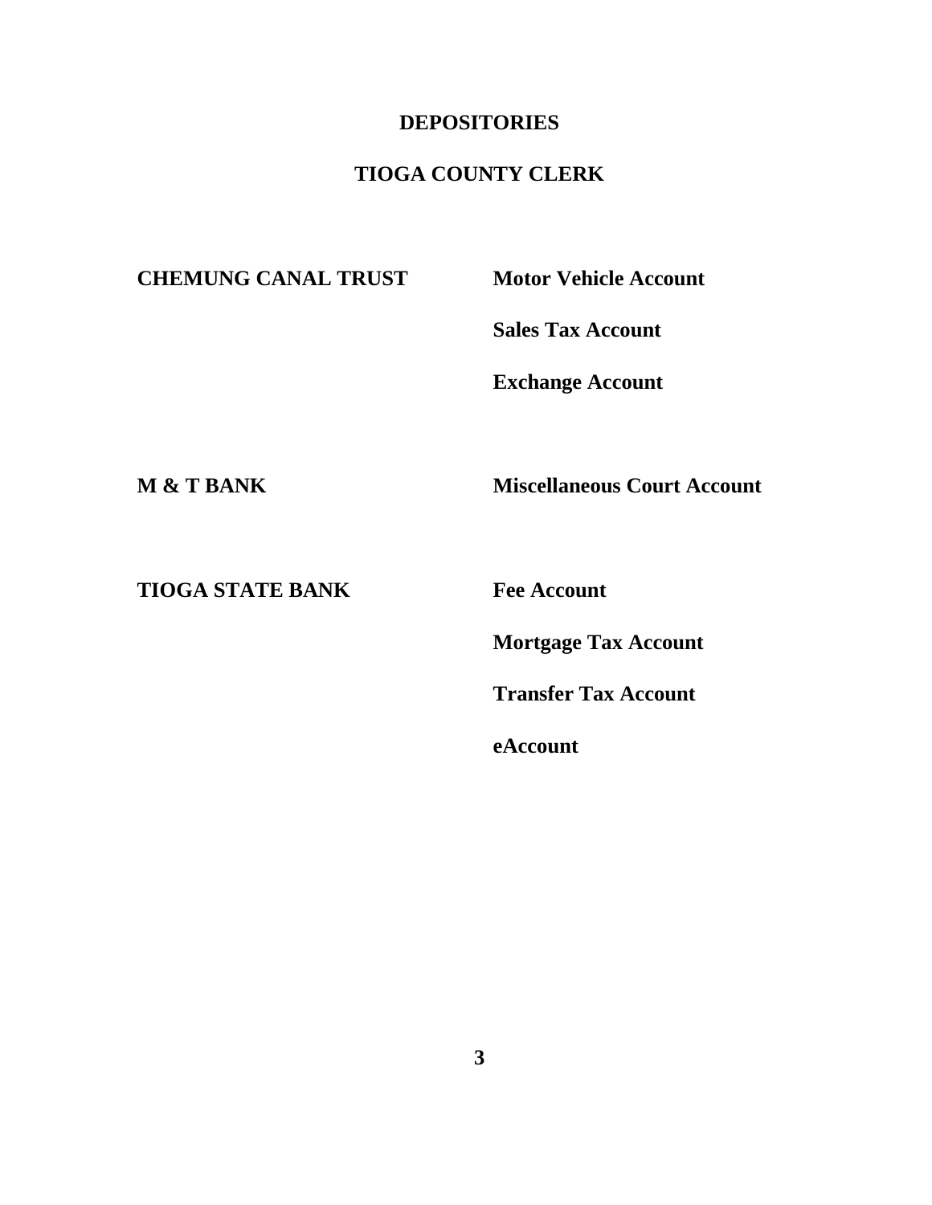# DEPOSITORIES

## TIOGA COUNTY CLERK

| Bank | Account |
| --- | --- |
| **CHEMUNG CANAL TRUST** | **Motor Vehicle Account** |
| | **Sales Tax Account** |
| | **Exchange Account** |
| **M & T BANK** | **Miscellaneous Court Account** |
| **TIOGA STATE BANK** | **Fee Account** |
| | **Mortgage Tax Account** |
| | **Transfer Tax Account** |
| | **eAccount** |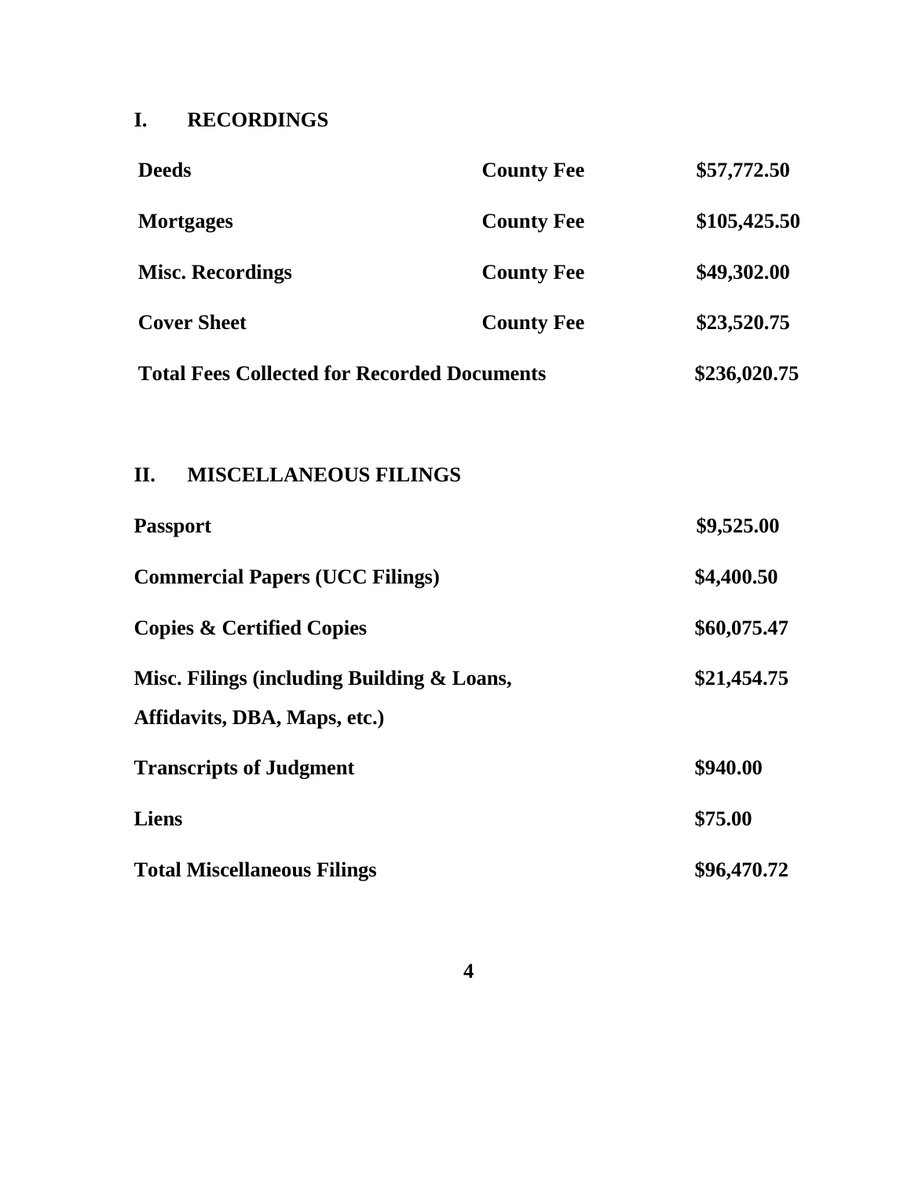## I. RECORDINGS

| | | |
|---|---|---|
| **Deeds** | **County Fee** | **$57,772.50** |
| **Mortgages** | **County Fee** | **$105,425.50** |
| **Misc. Recordings** | **County Fee** | **$49,302.00** |
| **Cover Sheet** | **County Fee** | **$23,520.75** |
| **Total Fees Collected for Recorded Documents** | | **$236,020.75** |

## II. MISCELLANEOUS FILINGS

| | |
|---|---|
| **Passport** | **$9,525.00** |
| **Commercial Papers (UCC Filings)** | **$4,400.50** |
| **Copies & Certified Copies** | **$60,075.47** |
| **Misc. Filings (including Building & Loans, Affidavits, DBA, Maps, etc.)** | **$21,454.75** |
| **Transcripts of Judgment** | **$940.00** |
| **Liens** | **$75.00** |
| **Total Miscellaneous Filings** | **$96,470.72** |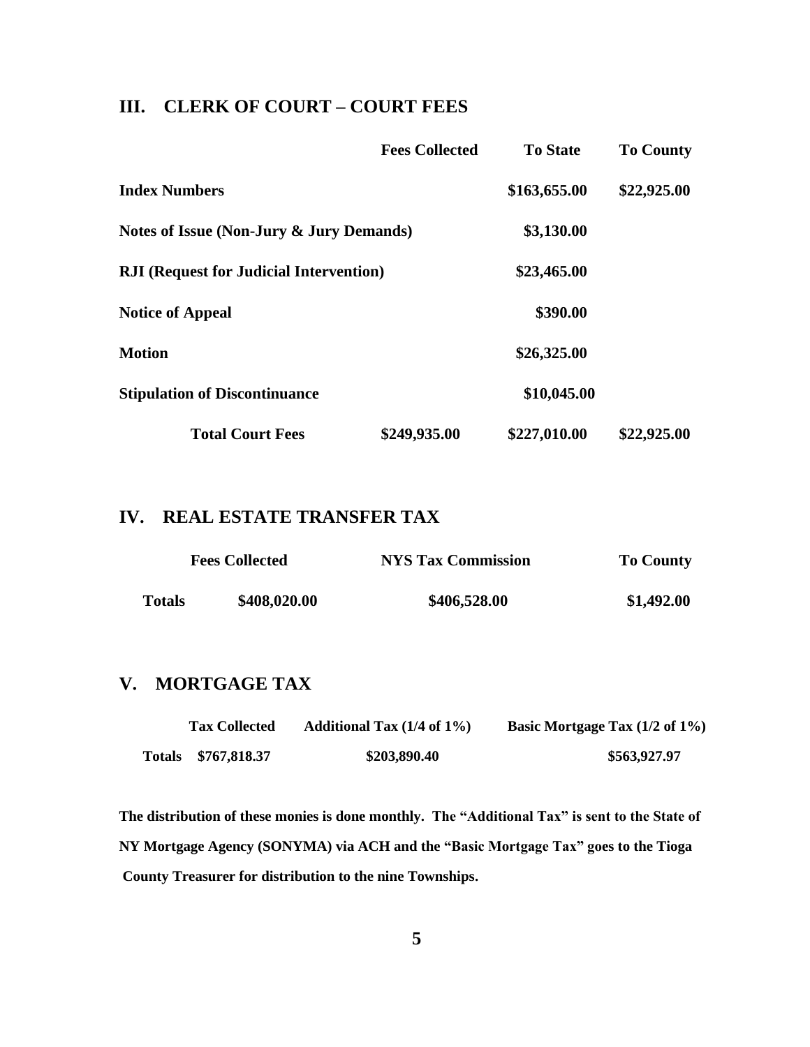## III. CLERK OF COURT – COURT FEES

| | Fees Collected | To State | To County |
|---|---|---|---|
| **Index Numbers** | | $163,655.00 | $22,925.00 |
| **Notes of Issue (Non-Jury & Jury Demands)** | | $3,130.00 | |
| **RJI (Request for Judicial Intervention)** | | $23,465.00 | |
| **Notice of Appeal** | | $390.00 | |
| **Motion** | | $26,325.00 | |
| **Stipulation of Discontinuance** | | $10,045.00 | |
| **Total Court Fees** | $249,935.00 | $227,010.00 | $22,925.00 |

## IV. REAL ESTATE TRANSFER TAX

| | Fees Collected | NYS Tax Commission | To County |
|---|---|---|---|
| **Totals** | $408,020.00 | $406,528.00 | $1,492.00 |

## V. MORTGAGE TAX

| | Tax Collected | Additional Tax (1/4 of 1%) | Basic Mortgage Tax (1/2 of 1%) |
|---|---|---|---|
| **Totals** | $767,818.37 | $203,890.40 | $563,927.97 |

**The distribution of these monies is done monthly. The "Additional Tax" is sent to the State of NY Mortgage Agency (SONYMA) via ACH and the "Basic Mortgage Tax" goes to the Tioga County Treasurer for distribution to the nine Townships.**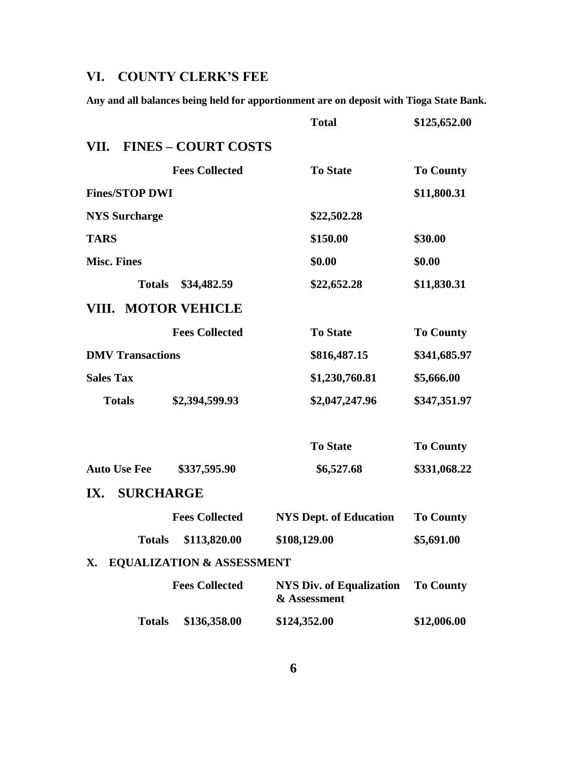## VI. COUNTY CLERK'S FEE

**Any and all balances being held for apportionment are on deposit with Tioga State Bank.**

| | | Total | $125,652.00 |
|---|---|---|---|

## VII. FINES – COURT COSTS

| | Fees Collected | To State | To County |
|---|---|---|---|
| **Fines/STOP DWI** | | | $11,800.31 |
| **NYS Surcharge** | | $22,502.28 | |
| **TARS** | | $150.00 | $30.00 |
| **Misc. Fines** | | $0.00 | $0.00 |
| **Totals** | $34,482.59 | $22,652.28 | $11,830.31 |

## VIII. MOTOR VEHICLE

| | Fees Collected | To State | To County |
|---|---|---|---|
| **DMV Transactions** | | $816,487.15 | $341,685.97 |
| **Sales Tax** | | $1,230,760.81 | $5,666.00 |
| **Totals** | $2,394,599.93 | $2,047,247.96 | $347,351.97 |

| | | To State | To County |
|---|---|---|---|
| **Auto Use Fee** | $337,595.90 | $6,527.68 | $331,068.22 |

## IX. SURCHARGE

| | Fees Collected | NYS Dept. of Education | To County |
|---|---|---|---|
| **Totals** | $113,820.00 | $108,129.00 | $5,691.00 |

## X. EQUALIZATION & ASSESSMENT

| | Fees Collected | NYS Div. of Equalization & Assessment | To County |
|---|---|---|---|
| **Totals** | $136,358.00 | $124,352.00 | $12,006.00 |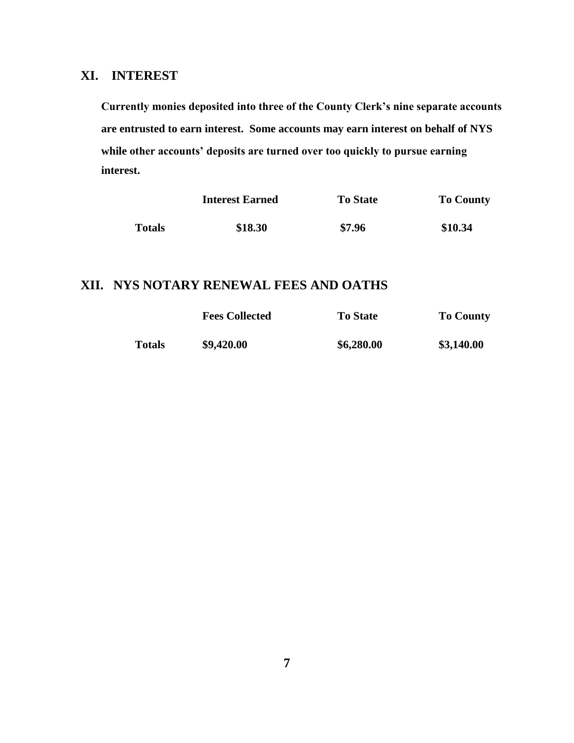## XI. INTEREST

**Currently monies deposited into three of the County Clerk's nine separate accounts are entrusted to earn interest. Some accounts may earn interest on behalf of NYS while other accounts' deposits are turned over too quickly to pursue earning interest.**

| | Interest Earned | To State | To County |
|---|---|---|---|
| **Totals** | **$18.30** | **$7.96** | **$10.34** |

## XII. NYS NOTARY RENEWAL FEES AND OATHS

| | Fees Collected | To State | To County |
|---|---|---|---|
| **Totals** | **$9,420.00** | **$6,280.00** | **$3,140.00** |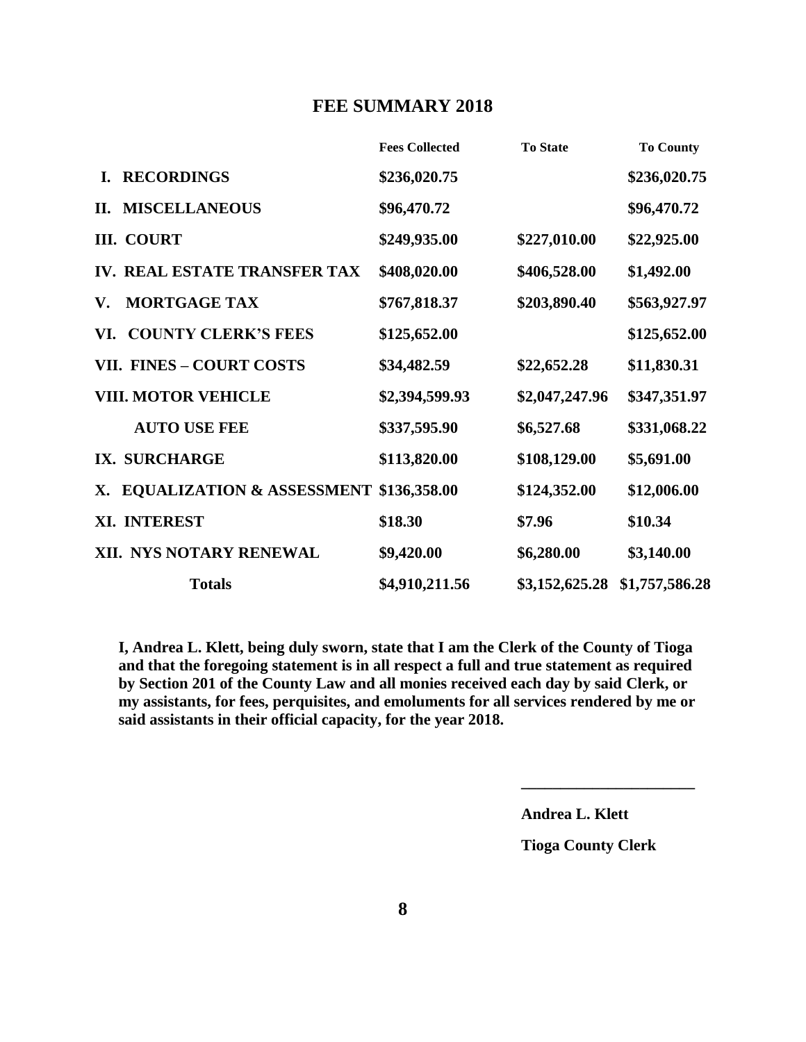## FEE SUMMARY 2018

| | Fees Collected | To State | To County |
|---|---|---|---|
| **I. RECORDINGS** | **$236,020.75** | | **$236,020.75** |
| **II. MISCELLANEOUS** | **$96,470.72** | | **$96,470.72** |
| **III. COURT** | **$249,935.00** | **$227,010.00** | **$22,925.00** |
| **IV. REAL ESTATE TRANSFER TAX** | **$408,020.00** | **$406,528.00** | **$1,492.00** |
| **V. MORTGAGE TAX** | **$767,818.37** | **$203,890.40** | **$563,927.97** |
| **VI. COUNTY CLERK'S FEES** | **$125,652.00** | | **$125,652.00** |
| **VII. FINES – COURT COSTS** | **$34,482.59** | **$22,652.28** | **$11,830.31** |
| **VIII. MOTOR VEHICLE** | **$2,394,599.93** | **$2,047,247.96** | **$347,351.97** |
| **AUTO USE FEE** | **$337,595.90** | **$6,527.68** | **$331,068.22** |
| **IX. SURCHARGE** | **$113,820.00** | **$108,129.00** | **$5,691.00** |
| **X. EQUALIZATION & ASSESSMENT** | **$136,358.00** | **$124,352.00** | **$12,006.00** |
| **XI. INTEREST** | **$18.30** | **$7.96** | **$10.34** |
| **XII. NYS NOTARY RENEWAL** | **$9,420.00** | **$6,280.00** | **$3,140.00** |
| **Totals** | **$4,910,211.56** | **$3,152,625.28** | **$1,757,586.28** |

**I, Andrea L. Klett, being duly sworn, state that I am the Clerk of the County of Tioga and that the foregoing statement is in all respect a full and true statement as required by Section 201 of the County Law and all monies received each day by said Clerk, or my assistants, for fees, perquisites, and emoluments for all services rendered by me or said assistants in their official capacity, for the year 2018.**

______________________

**Andrea L. Klett**

**Tioga County Clerk**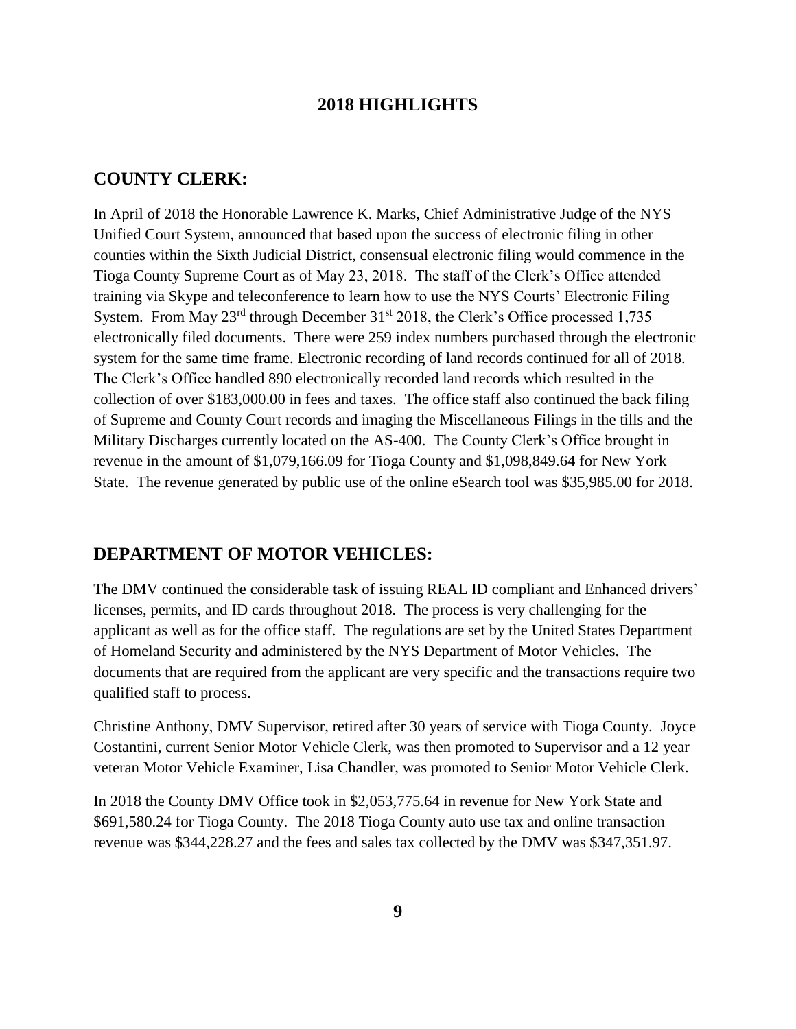# 2018 HIGHLIGHTS

## COUNTY CLERK:

In April of 2018 the Honorable Lawrence K. Marks, Chief Administrative Judge of the NYS Unified Court System, announced that based upon the success of electronic filing in other counties within the Sixth Judicial District, consensual electronic filing would commence in the Tioga County Supreme Court as of May 23, 2018. The staff of the Clerk's Office attended training via Skype and teleconference to learn how to use the NYS Courts' Electronic Filing System. From May 23rd through December 31st 2018, the Clerk's Office processed 1,735 electronically filed documents. There were 259 index numbers purchased through the electronic system for the same time frame. Electronic recording of land records continued for all of 2018. The Clerk's Office handled 890 electronically recorded land records which resulted in the collection of over $183,000.00 in fees and taxes. The office staff also continued the back filing of Supreme and County Court records and imaging the Miscellaneous Filings in the tills and the Military Discharges currently located on the AS-400. The County Clerk's Office brought in revenue in the amount of $1,079,166.09 for Tioga County and $1,098,849.64 for New York State. The revenue generated by public use of the online eSearch tool was $35,985.00 for 2018.

## DEPARTMENT OF MOTOR VEHICLES:

The DMV continued the considerable task of issuing REAL ID compliant and Enhanced drivers' licenses, permits, and ID cards throughout 2018. The process is very challenging for the applicant as well as for the office staff. The regulations are set by the United States Department of Homeland Security and administered by the NYS Department of Motor Vehicles. The documents that are required from the applicant are very specific and the transactions require two qualified staff to process.

Christine Anthony, DMV Supervisor, retired after 30 years of service with Tioga County. Joyce Costantini, current Senior Motor Vehicle Clerk, was then promoted to Supervisor and a 12 year veteran Motor Vehicle Examiner, Lisa Chandler, was promoted to Senior Motor Vehicle Clerk.

In 2018 the County DMV Office took in $2,053,775.64 in revenue for New York State and $691,580.24 for Tioga County. The 2018 Tioga County auto use tax and online transaction revenue was $344,228.27 and the fees and sales tax collected by the DMV was $347,351.97.